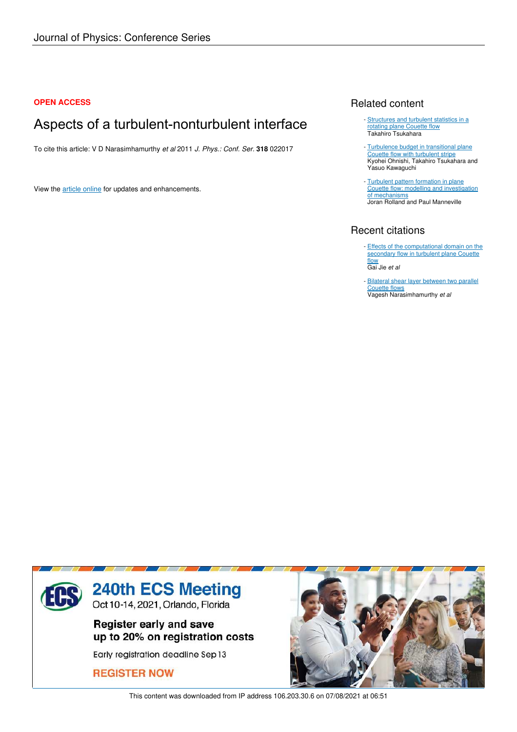Journal of Physics: Conference Series

**OPEN ACCESS**

# Aspects of a turbulent-nonturbulent interface

To cite this article: V D Narasimhamurthy *et al* 2011 *J. Phys.: Conf. Ser.* **318** 022017

View the article online for updates and enhancements.

## Related content

- Structures and turbulent statistics in a rotating plane Couette flow
  Takahiro Tsukahara
- Turbulence budget in transitional plane Couette flow with turbulent stripe
  Kyohei Ohnishi, Takahiro Tsukahara and Yasuo Kawaguchi
- Turbulent pattern formation in plane Couette flow: modelling and investigation of mechanisms
  Joran Rolland and Paul Manneville

## Recent citations

- Effects of the computational domain on the secondary flow in turbulent plane Couette flow
  Gai Jie *et al*
- Bilateral shear layer between two parallel Couette flows
  Vagesh Narasimhamurthy *et al*

**240th ECS Meeting**
Oct 10-14, 2021, Orlando, Florida

Register early and save up to 20% on registration costs

Early registration deadline Sep 13

REGISTER NOW

This content was downloaded from IP address 106.203.30.6 on 07/08/2021 at 06:51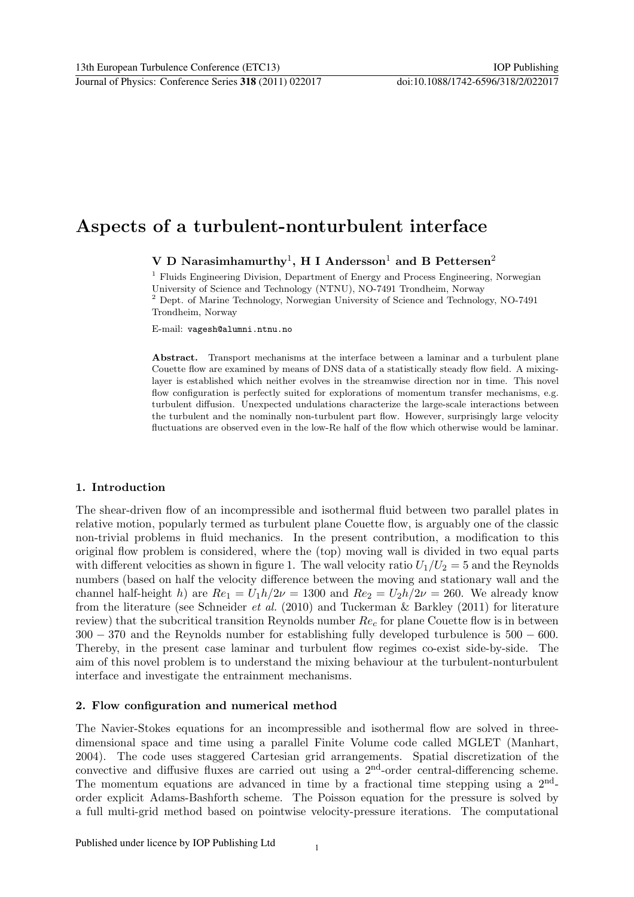# Aspects of a turbulent-nonturbulent interface

**V D Narasimhamurthy[1], H I Andersson[1] and B Pettersen[2]**

[1] Fluids Engineering Division, Department of Energy and Process Engineering, Norwegian University of Science and Technology (NTNU), NO-7491 Trondheim, Norway

[2] Dept. of Marine Technology, Norwegian University of Science and Technology, NO-7491 Trondheim, Norway

E-mail: vagesh@alumni.ntnu.no

**Abstract.** Transport mechanisms at the interface between a laminar and a turbulent plane Couette flow are examined by means of DNS data of a statistically steady flow field. A mixing-layer is established which neither evolves in the streamwise direction nor in time. This novel flow configuration is perfectly suited for explorations of momentum transfer mechanisms, e.g. turbulent diffusion. Unexpected undulations characterize the large-scale interactions between the turbulent and the nominally non-turbulent part flow. However, surprisingly large velocity fluctuations are observed even in the low-Re half of the flow which otherwise would be laminar.

## 1. Introduction

The shear-driven flow of an incompressible and isothermal fluid between two parallel plates in relative motion, popularly termed as turbulent plane Couette flow, is arguably one of the classic non-trivial problems in fluid mechanics. In the present contribution, a modification to this original flow problem is considered, where the (top) moving wall is divided in two equal parts with different velocities as shown in figure 1. The wall velocity ratio $U_1/U_2 = 5$ and the Reynolds numbers (based on half the velocity difference between the moving and stationary wall and the channel half-height $h$) are $Re_1 = U_1h/2\nu = 1300$ and $Re_2 = U_2h/2\nu = 260$. We already know from the literature (see Schneider *et al.* (2010) and Tuckerman & Barkley (2011) for literature review) that the subcritical transition Reynolds number $Re_c$ for plane Couette flow is in between $300 - 370$ and the Reynolds number for establishing fully developed turbulence is $500 - 600$. Thereby, in the present case laminar and turbulent flow regimes co-exist side-by-side. The aim of this novel problem is to understand the mixing behaviour at the turbulent-nonturbulent interface and investigate the entrainment mechanisms.

## 2. Flow configuration and numerical method

The Navier-Stokes equations for an incompressible and isothermal flow are solved in three-dimensional space and time using a parallel Finite Volume code called MGLET (Manhart, 2004). The code uses staggered Cartesian grid arrangements. Spatial discretization of the convective and diffusive fluxes are carried out using a 2[nd]-order central-differencing scheme. The momentum equations are advanced in time by a fractional time stepping using a 2[nd]-order explicit Adams-Bashforth scheme. The Poisson equation for the pressure is solved by a full multi-grid method based on pointwise velocity-pressure iterations. The computational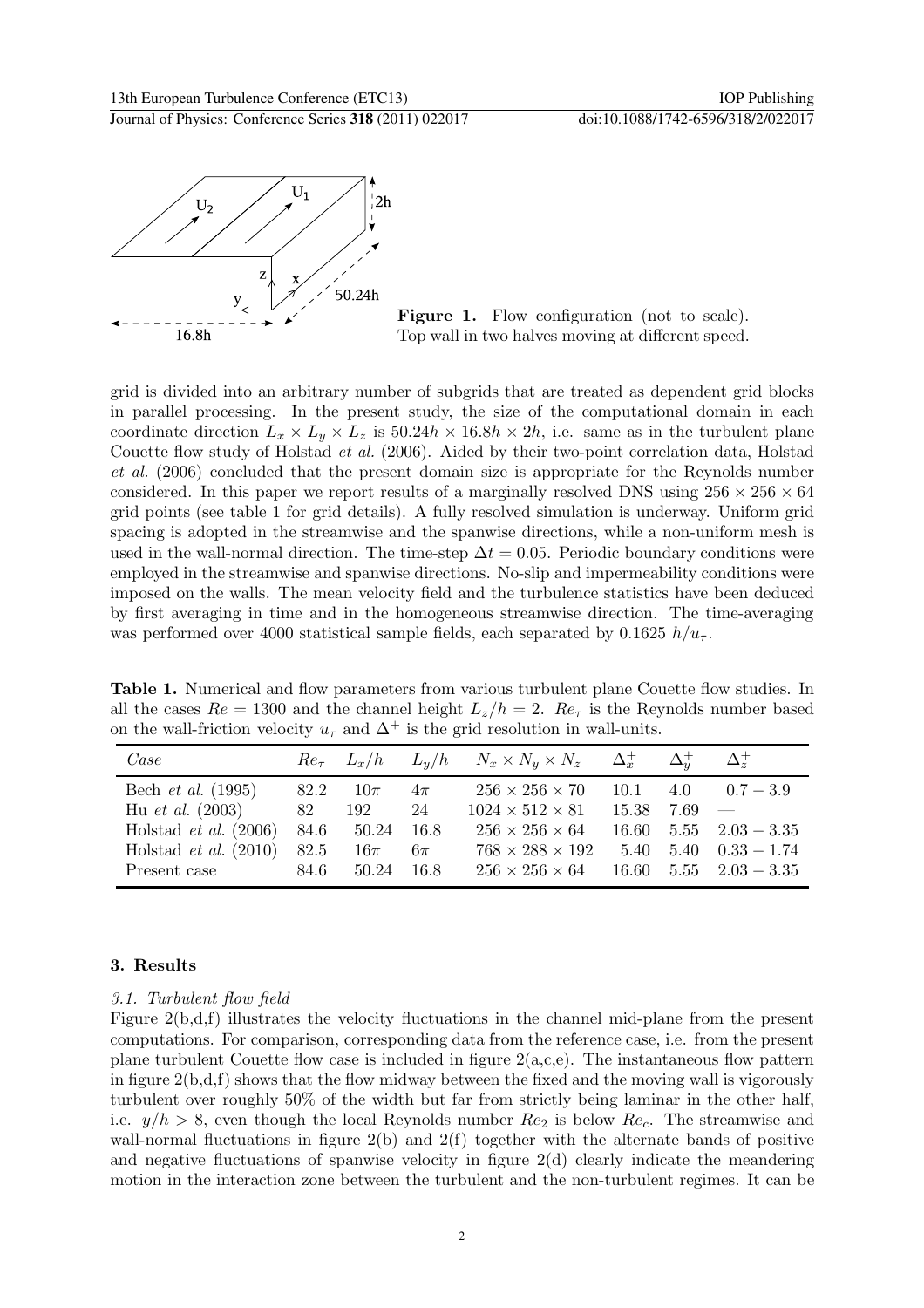U$_2$

U$_1$

2h

z

x

y

50.24h

16.8h

**Figure 1.** Flow configuration (not to scale). Top wall in two halves moving at different speed.

grid is divided into an arbitrary number of subgrids that are treated as dependent grid blocks in parallel processing. In the present study, the size of the computational domain in each coordinate direction $L_x \times L_y \times L_z$ is $50.24h \times 16.8h \times 2h$, i.e. same as in the turbulent plane Couette flow study of Holstad *et al.* (2006). Aided by their two-point correlation data, Holstad *et al.* (2006) concluded that the present domain size is appropriate for the Reynolds number considered. In this paper we report results of a marginally resolved DNS using $256 \times 256 \times 64$ grid points (see table 1 for grid details). A fully resolved simulation is underway. Uniform grid spacing is adopted in the streamwise and the spanwise directions, while a non-uniform mesh is used in the wall-normal direction. The time-step $\Delta t = 0.05$. Periodic boundary conditions were employed in the streamwise and spanwise directions. No-slip and impermeability conditions were imposed on the walls. The mean velocity field and the turbulence statistics have been deduced by first averaging in time and in the homogeneous streamwise direction. The time-averaging was performed over 4000 statistical sample fields, each separated by $0.1625\ h/u_\tau$.

**Table 1.** Numerical and flow parameters from various turbulent plane Couette flow studies. In all the cases $Re = 1300$ and the channel height $L_z/h = 2$. $Re_\tau$ is the Reynolds number based on the wall-friction velocity $u_\tau$ and $\Delta^+$ is the grid resolution in wall-units.

| *Case* | $Re_\tau$ | $L_x/h$ | $L_y/h$ | $N_x \times N_y \times N_z$ | $\Delta_x^+$ | $\Delta_y^+$ | $\Delta_z^+$ |
|---|---|---|---|---|---|---|---|
| Bech *et al.* (1995) | 82.2 | $10\pi$ | $4\pi$ | $256 \times 256 \times 70$ | 10.1 | 4.0 | $0.7 - 3.9$ |
| Hu *et al.* (2003) | 82 | 192 | 24 | $1024 \times 512 \times 81$ | 15.38 | 7.69 | — |
| Holstad *et al.* (2006) | 84.6 | 50.24 | 16.8 | $256 \times 256 \times 64$ | 16.60 | 5.55 | $2.03 - 3.35$ |
| Holstad *et al.* (2010) | 82.5 | $16\pi$ | $6\pi$ | $768 \times 288 \times 192$ | 5.40 | 5.40 | $0.33 - 1.74$ |
| Present case | 84.6 | 50.24 | 16.8 | $256 \times 256 \times 64$ | 16.60 | 5.55 | $2.03 - 3.35$ |

## 3. Results

### 3.1. Turbulent flow field

Figure 2(b,d,f) illustrates the velocity fluctuations in the channel mid-plane from the present computations. For comparison, corresponding data from the reference case, i.e. from the present plane turbulent Couette flow case is included in figure 2(a,c,e). The instantaneous flow pattern in figure 2(b,d,f) shows that the flow midway between the fixed and the moving wall is vigorously turbulent over roughly 50% of the width but far from strictly being laminar in the other half, i.e. $y/h > 8$, even though the local Reynolds number $Re_2$ is below $Re_c$. The streamwise and wall-normal fluctuations in figure 2(b) and 2(f) together with the alternate bands of positive and negative fluctuations of spanwise velocity in figure 2(d) clearly indicate the meandering motion in the interaction zone between the turbulent and the non-turbulent regimes. It can be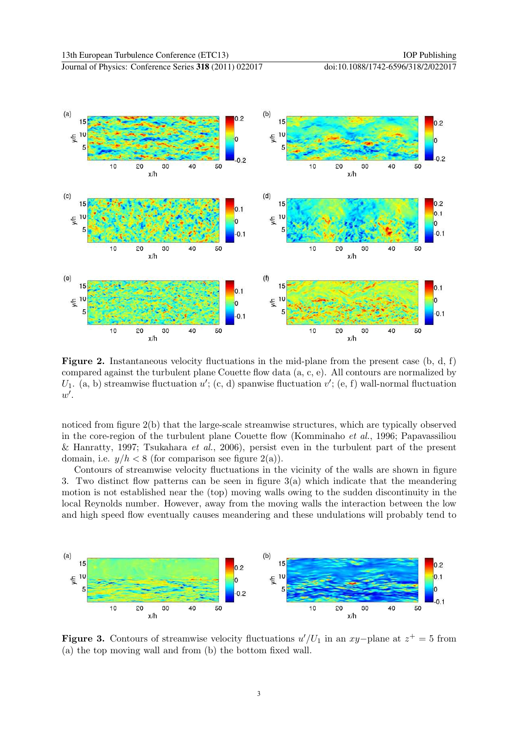(a)

15
10
5
y/h

10 20 30 40 50
x/h

0.2
0
-0.2

(b)

15
10
5
y/h

10 20 30 40 50
x/h

0.2
0
-0.2

(c)

15
10
5
y/h

10 20 30 40 50
x/h

0.1
0
-0.1

(d)

15
10
5
y/h

10 20 30 40 50
x/h

0.2
0.1
0
-0.1

(e)

15
10
5
y/h

10 20 30 40 50
x/h

0.1
0
-0.1

(f)

15
10
5
y/h

10 20 30 40 50
x/h

0.1
0
-0.1

**Figure 2.** Instantaneous velocity fluctuations in the mid-plane from the present case (b, d, f) compared against the turbulent plane Couette flow data (a, c, e). All contours are normalized by $U_1$. (a, b) streamwise fluctuation $u'$; (c, d) spanwise fluctuation $v'$; (e, f) wall-normal fluctuation $w'$.

noticed from figure 2(b) that the large-scale streamwise structures, which are typically observed in the core-region of the turbulent plane Couette flow (Komminaho *et al.*, 1996; Papavassiliou & Hanratty, 1997; Tsukahara *et al.*, 2006), persist even in the turbulent part of the present domain, i.e. $y/h < 8$ (for comparison see figure 2(a)).

Contours of streamwise velocity fluctuations in the vicinity of the walls are shown in figure 3. Two distinct flow patterns can be seen in figure 3(a) which indicate that the meandering motion is not established near the (top) moving walls owing to the sudden discontinuity in the local Reynolds number. However, away from the moving walls the interaction between the low and high speed flow eventually causes meandering and these undulations will probably tend to

(a)

15
10
5
y/h

10 20 30 40 50
x/h

0.2
0
-0.2

(b)

15
10
5
y/h

10 20 30 40 50
x/h

0.2
0.1
0
-0.1

**Figure 3.** Contours of streamwise velocity fluctuations $u'/U_1$ in an $xy-$plane at $z^+ = 5$ from (a) the top moving wall and from (b) the bottom fixed wall.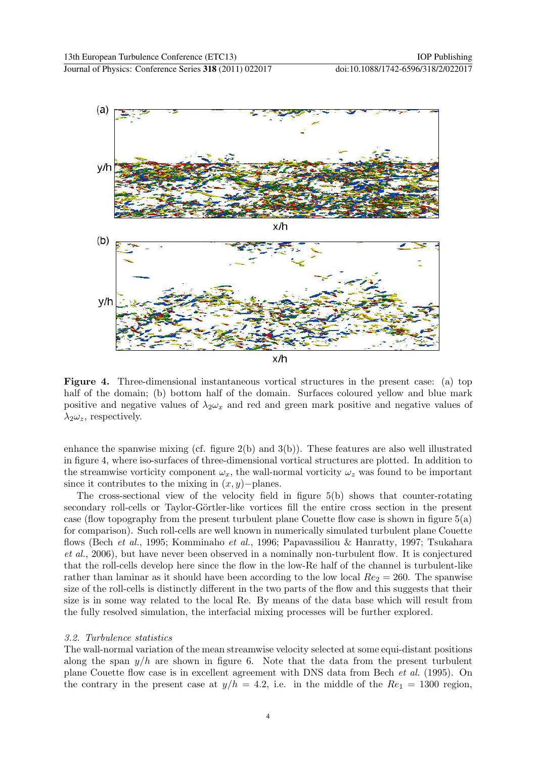**Figure 4.** Three-dimensional instantaneous vortical structures in the present case: (a) top half of the domain; (b) bottom half of the domain. Surfaces coloured yellow and blue mark positive and negative values of $\lambda_2\omega_x$ and red and green mark positive and negative values of $\lambda_2\omega_z$, respectively.

enhance the spanwise mixing (cf. figure 2(b) and 3(b)). These features are also well illustrated in figure 4, where iso-surfaces of three-dimensional vortical structures are plotted. In addition to the streamwise vorticity component $\omega_x$, the wall-normal vorticity $\omega_z$ was found to be important since it contributes to the mixing in $(x, y)-$planes.

The cross-sectional view of the velocity field in figure 5(b) shows that counter-rotating secondary roll-cells or Taylor-Görtler-like vortices fill the entire cross section in the present case (flow topography from the present turbulent plane Couette flow case is shown in figure 5(a) for comparison). Such roll-cells are well known in numerically simulated turbulent plane Couette flows (Bech *et al.*, 1995; Komminaho *et al.*, 1996; Papavassiliou & Hanratty, 1997; Tsukahara *et al.*, 2006), but have never been observed in a nominally non-turbulent flow. It is conjectured that the roll-cells develop here since the flow in the low-Re half of the channel is turbulent-like rather than laminar as it should have been according to the low local $Re_2 = 260$. The spanwise size of the roll-cells is distinctly different in the two parts of the flow and this suggests that their size is in some way related to the local Re. By means of the data base which will result from the fully resolved simulation, the interfacial mixing processes will be further explored.

### *3.2. Turbulence statistics*

The wall-normal variation of the mean streamwise velocity selected at some equi-distant positions along the span $y/h$ are shown in figure 6. Note that the data from the present turbulent plane Couette flow case is in excellent agreement with DNS data from Bech *et al.* (1995). On the contrary in the present case at $y/h = 4.2$, i.e. in the middle of the $Re_1 = 1300$ region,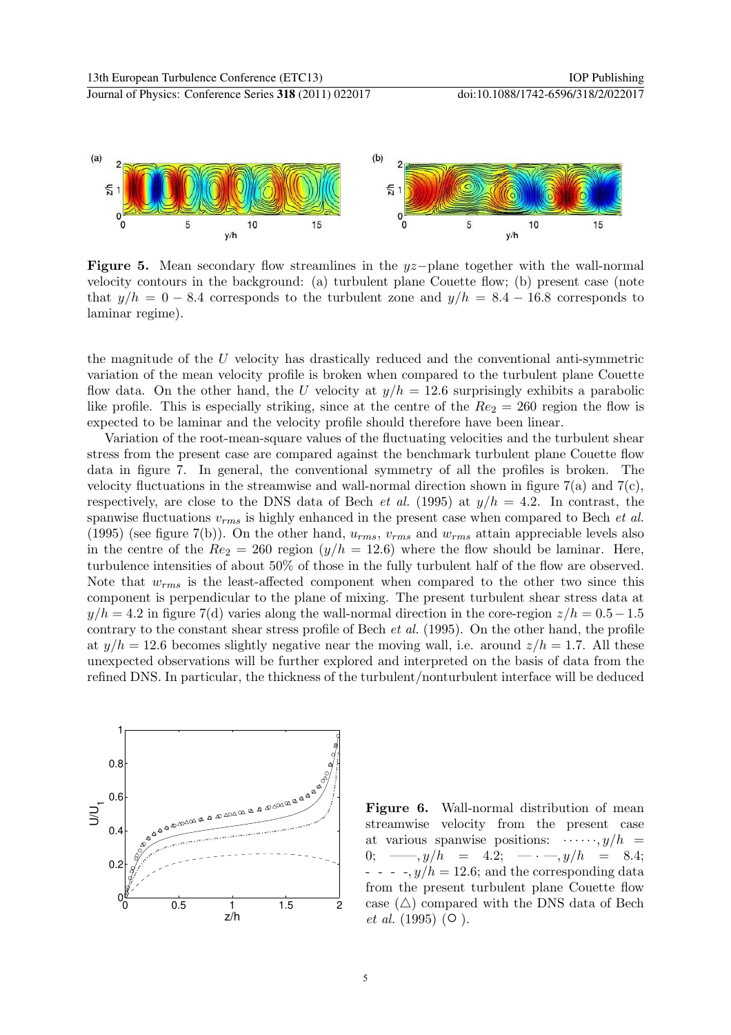(a)

2

z/h 1

0

0 5 10 15

y/h

(b)

2

z/h 1

0

0 5 10 15

y/h

**Figure 5.** Mean secondary flow streamlines in the $yz-$plane together with the wall-normal velocity contours in the background: (a) turbulent plane Couette flow; (b) present case (note that $y/h = 0 - 8.4$ corresponds to the turbulent zone and $y/h = 8.4 - 16.8$ corresponds to laminar regime).

the magnitude of the $U$ velocity has drastically reduced and the conventional anti-symmetric variation of the mean velocity profile is broken when compared to the turbulent plane Couette flow data. On the other hand, the $U$ velocity at $y/h = 12.6$ surprisingly exhibits a parabolic like profile. This is especially striking, since at the centre of the $Re_2 = 260$ region the flow is expected to be laminar and the velocity profile should therefore have been linear.

Variation of the root-mean-square values of the fluctuating velocities and the turbulent shear stress from the present case are compared against the benchmark turbulent plane Couette flow data in figure 7. In general, the conventional symmetry of all the profiles is broken. The velocity fluctuations in the streamwise and wall-normal direction shown in figure 7(a) and 7(c), respectively, are close to the DNS data of Bech *et al.* (1995) at $y/h = 4.2$. In contrast, the spanwise fluctuations $v_{rms}$ is highly enhanced in the present case when compared to Bech *et al.* (1995) (see figure 7(b)). On the other hand, $u_{rms}$, $v_{rms}$ and $w_{rms}$ attain appreciable levels also in the centre of the $Re_2 = 260$ region ($y/h = 12.6$) where the flow should be laminar. Here, turbulence intensities of about 50% of those in the fully turbulent half of the flow are observed. Note that $w_{rms}$ is the least-affected component when compared to the other two since this component is perpendicular to the plane of mixing. The present turbulent shear stress data at $y/h = 4.2$ in figure 7(d) varies along the wall-normal direction in the core-region $z/h = 0.5 - 1.5$ contrary to the constant shear stress profile of Bech *et al.* (1995). On the other hand, the profile at $y/h = 12.6$ becomes slightly negative near the moving wall, i.e. around $z/h = 1.7$. All these unexpected observations will be further explored and interpreted on the basis of data from the refined DNS. In particular, the thickness of the turbulent/nonturbulent interface will be deduced

1

0.8

0.6

$U/U_1$

0.4

0.2

0

0 0.5 1 1.5 2

z/h

**Figure 6.** Wall-normal distribution of mean streamwise velocity from the present case at various spanwise positions: $\cdots\cdots, y/h = 0$; ——, $y/h = 4.2$; $-\cdot-$, $y/h = 8.4$; - - - -, $y/h = 12.6$; and the corresponding data from the present turbulent plane Couette flow case ($\triangle$) compared with the DNS data of Bech *et al.* (1995) ($\circ$).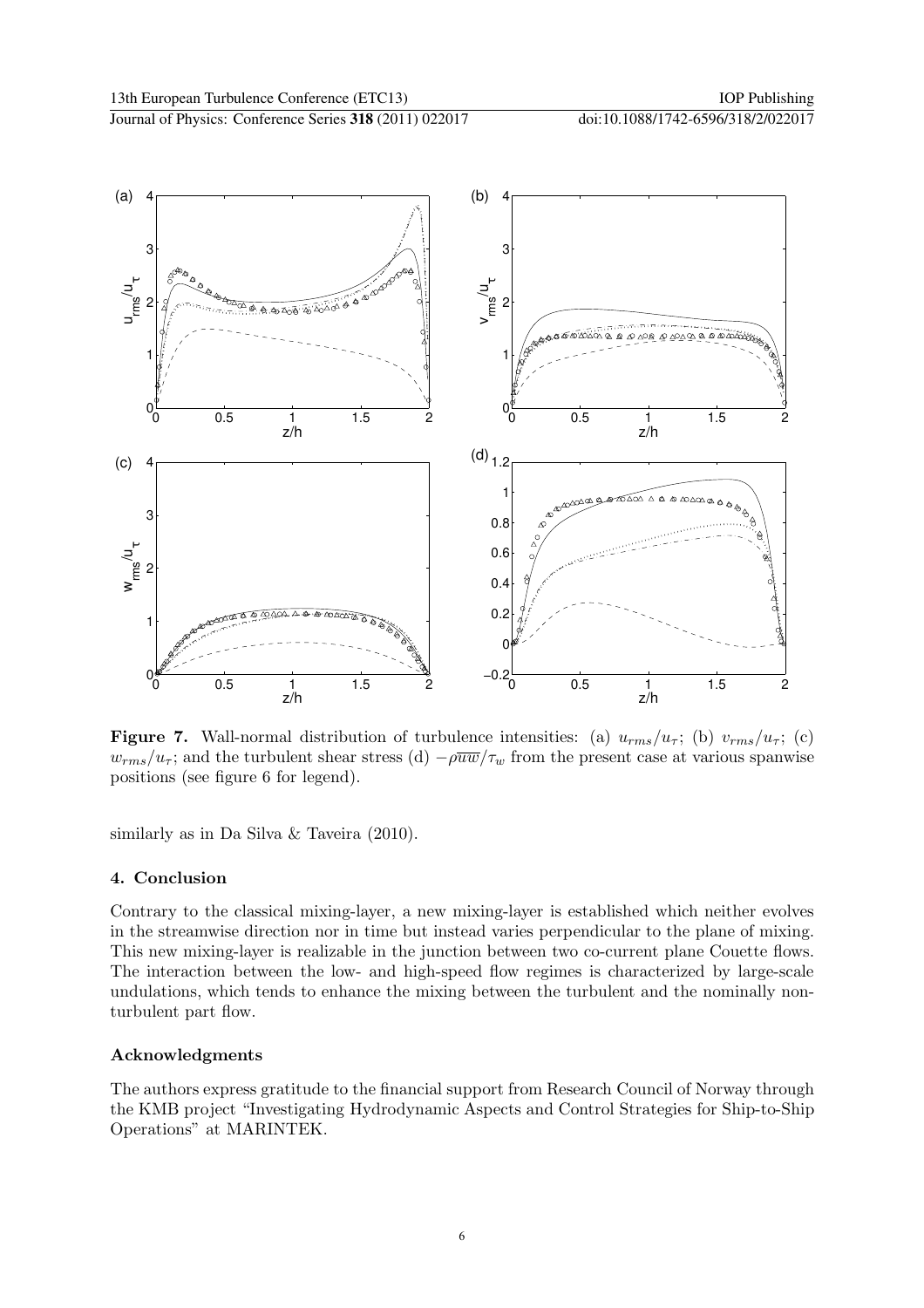(a)

$u_{rms}/u_\tau$

z/h

(b)

$v_{rms}/u_\tau$

z/h

(c)

$w_{rms}/u_\tau$

z/h

(d)

z/h

**Figure 7.** Wall-normal distribution of turbulence intensities: (a) $u_{rms}/u_\tau$; (b) $v_{rms}/u_\tau$; (c) $w_{rms}/u_\tau$; and the turbulent shear stress (d) $-\rho\overline{uw}/\tau_w$ from the present case at various spanwise positions (see figure 6 for legend).

similarly as in Da Silva & Taveira (2010).

## 4. Conclusion

Contrary to the classical mixing-layer, a new mixing-layer is established which neither evolves in the streamwise direction nor in time but instead varies perpendicular to the plane of mixing. This new mixing-layer is realizable in the junction between two co-current plane Couette flows. The interaction between the low- and high-speed flow regimes is characterized by large-scale undulations, which tends to enhance the mixing between the turbulent and the nominally non-turbulent part flow.

## Acknowledgments

The authors express gratitude to the financial support from Research Council of Norway through the KMB project "Investigating Hydrodynamic Aspects and Control Strategies for Ship-to-Ship Operations" at MARINTEK.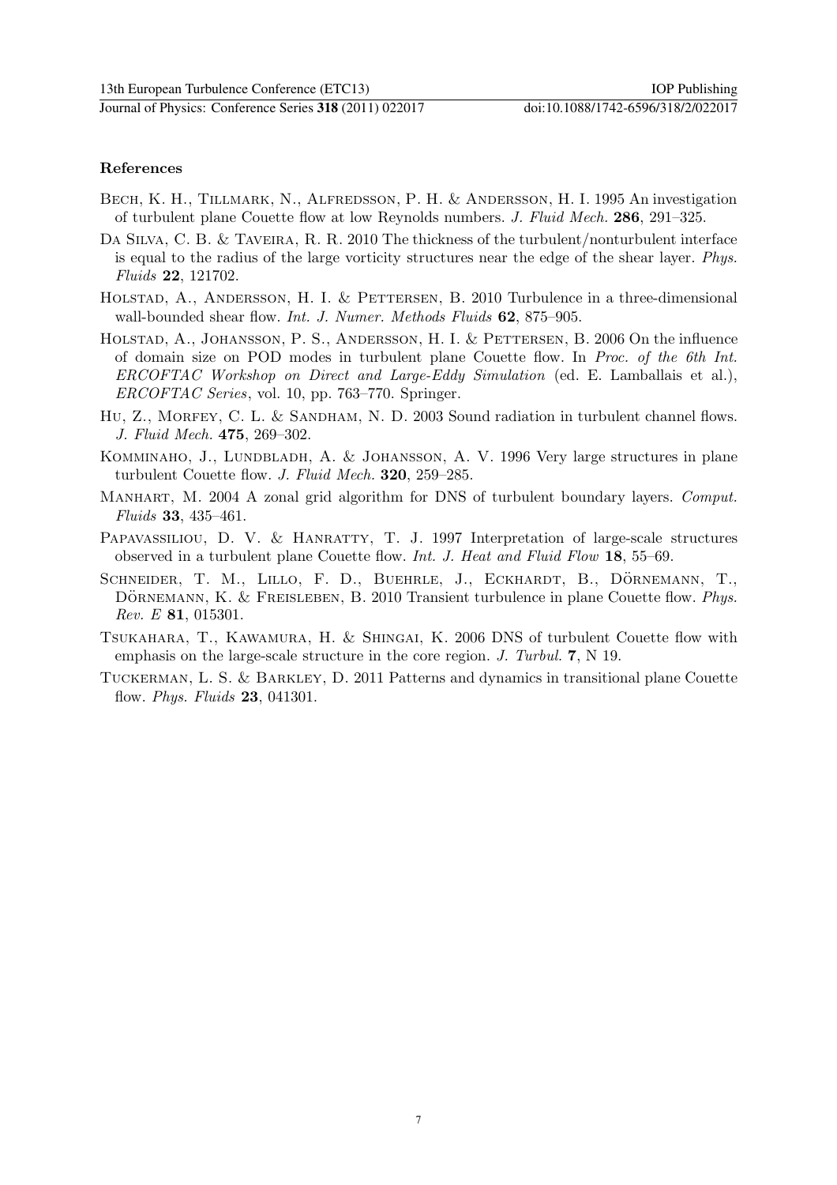**References**

Bech, K. H., Tillmark, N., Alfredsson, P. H. & Andersson, H. I. 1995 An investigation of turbulent plane Couette flow at low Reynolds numbers. *J. Fluid Mech.* **286**, 291–325.

Da Silva, C. B. & Taveira, R. R. 2010 The thickness of the turbulent/nonturbulent interface is equal to the radius of the large vorticity structures near the edge of the shear layer. *Phys. Fluids* **22**, 121702.

Holstad, A., Andersson, H. I. & Pettersen, B. 2010 Turbulence in a three-dimensional wall-bounded shear flow. *Int. J. Numer. Methods Fluids* **62**, 875–905.

Holstad, A., Johansson, P. S., Andersson, H. I. & Pettersen, B. 2006 On the influence of domain size on POD modes in turbulent plane Couette flow. In *Proc. of the 6th Int. ERCOFTAC Workshop on Direct and Large-Eddy Simulation* (ed. E. Lamballais et al.), *ERCOFTAC Series*, vol. 10, pp. 763–770. Springer.

Hu, Z., Morfey, C. L. & Sandham, N. D. 2003 Sound radiation in turbulent channel flows. *J. Fluid Mech.* **475**, 269–302.

Komminaho, J., Lundbladh, A. & Johansson, A. V. 1996 Very large structures in plane turbulent Couette flow. *J. Fluid Mech.* **320**, 259–285.

Manhart, M. 2004 A zonal grid algorithm for DNS of turbulent boundary layers. *Comput. Fluids* **33**, 435–461.

Papavassiliou, D. V. & Hanratty, T. J. 1997 Interpretation of large-scale structures observed in a turbulent plane Couette flow. *Int. J. Heat and Fluid Flow* **18**, 55–69.

Schneider, T. M., Lillo, F. D., Buehrle, J., Eckhardt, B., Dörnemann, T., Dörnemann, K. & Freisleben, B. 2010 Transient turbulence in plane Couette flow. *Phys. Rev. E* **81**, 015301.

Tsukahara, T., Kawamura, H. & Shingai, K. 2006 DNS of turbulent Couette flow with emphasis on the large-scale structure in the core region. *J. Turbul.* **7**, N 19.

Tuckerman, L. S. & Barkley, D. 2011 Patterns and dynamics in transitional plane Couette flow. *Phys. Fluids* **23**, 041301.